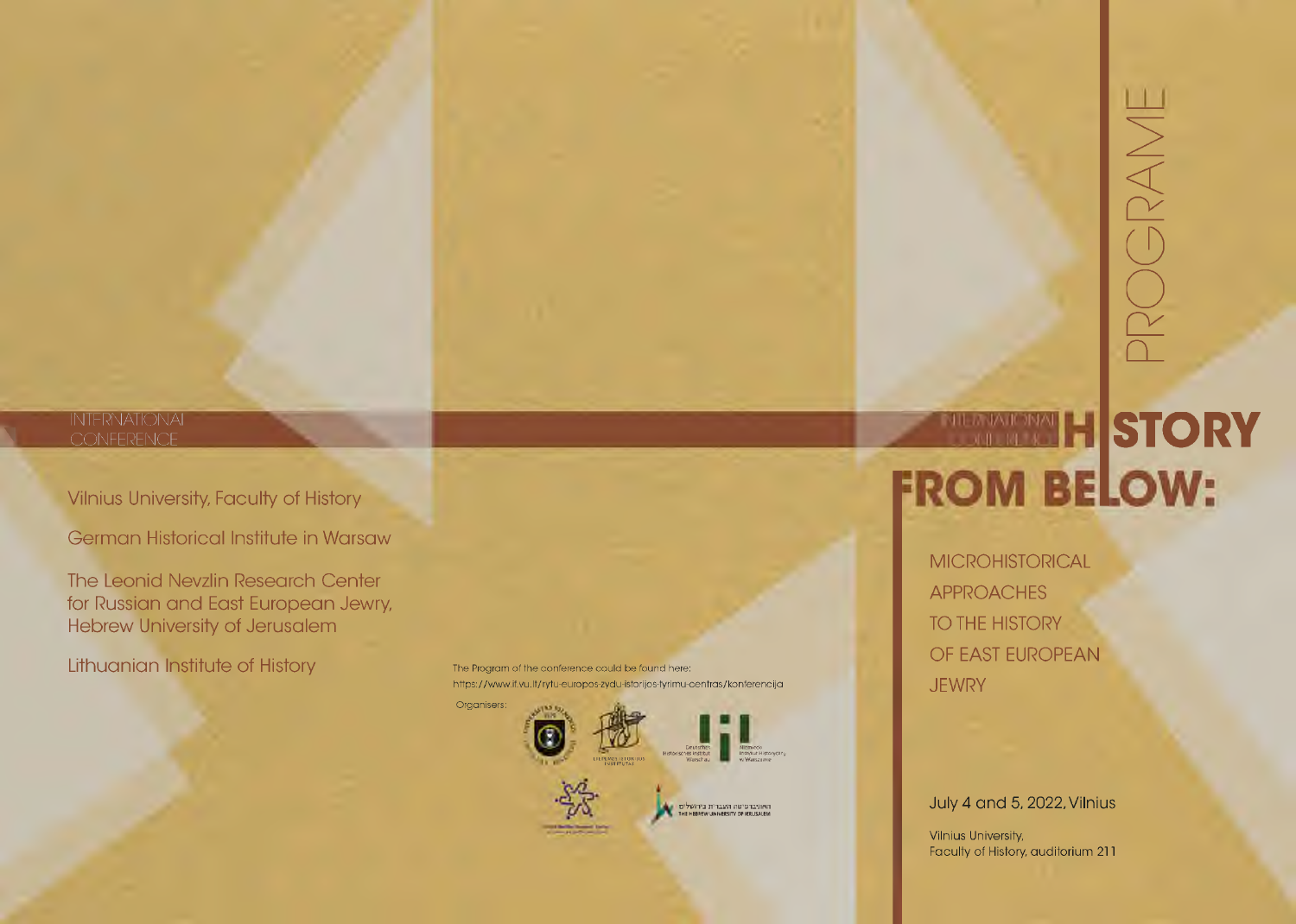# PROGRAME

INTERNATIONAL CONFERENCE

# HISTORY FROM BELOW:

## MICROHISTORICAL APPROACHES TO THE HISTORY OF EAST EUROPEAN JEWRY

July 4 and 5, 2022, Vilnius

Vilnius University, Faculty of History, auditorium 211

---

INTERNATIONAL CONFERENCE

Vilnius University, Faculty of History

German Historical Institute in Warsaw

The Leonid Nevzlin Research Center for Russian and East European Jewry, Hebrew University of Jerusalem

Lithuanian Institute of History

The Program of the conference could be found here:
https://www.if.vu.lt/rytu-europos-zydu-istorijos-tyrimu-centras/konferencija

Organisers: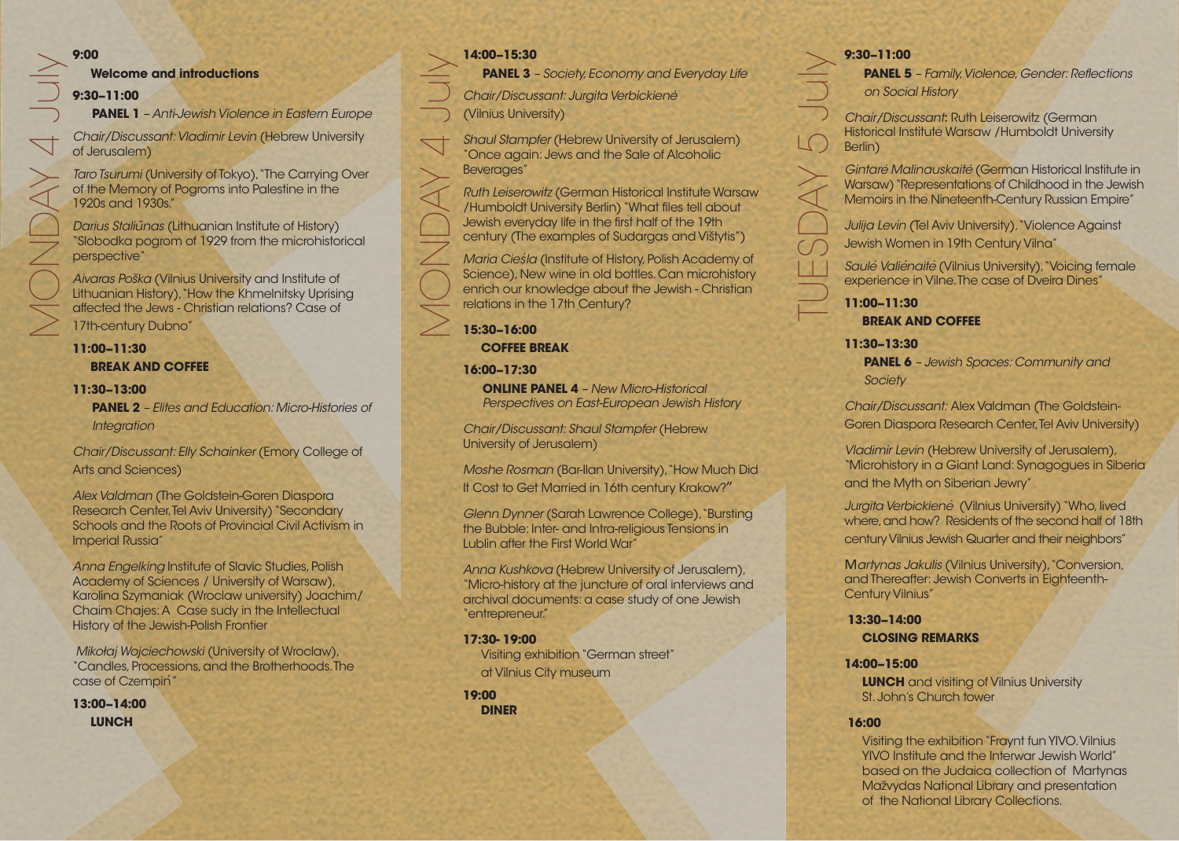## MONDAY 4 July

**9:00**

**Welcome and introductions**

**9:30–11:00**

**PANEL 1** – *Anti-Jewish Violence in Eastern Europe*

*Chair/Discussant: Vladimir Levin* (Hebrew University of Jerusalem)

*Taro Tsurumi* (University of Tokyo), "The Carrying Over of the Memory of Pogroms into Palestine in the 1920s and 1930s."

*Darius Staliūnas* (Lithuanian Institute of History) "Slobodka pogrom of 1929 from the microhistorical perspective"

*Aivaras Poška* (Vilnius University and Institute of Lithuanian History), "How the Khmelnitsky Uprising affected the Jews - Christian relations? Case of 17th-century Dubno"

**11:00–11:30**

**BREAK AND COFFEE**

**11:30–13:00**

**PANEL 2** – *Elites and Education: Micro-Histories of Integration*

*Chair/Discussant: Elly Schainker* (Emory College of Arts and Sciences)

*Alex Valdman* (The Goldstein-Goren Diaspora Research Center, Tel Aviv University) "Secondary Schools and the Roots of Provincial Civil Activism in Imperial Russia"

*Anna Engelking* Institute of Slavic Studies, Polish Academy of Sciences / University of Warsaw), Karolina Szymaniak (Wroclaw university) Joachim/ Chaim Chajes: A Case sudy in the Intellectual History of the Jewish-Polish Frontier

*Mikołaj Wojciechowski* (University of Wroclaw), "Candles, Processions, and the Brotherhoods. The case of Czempiń"

**13:00–14:00**

**LUNCH**

## MONDAY 4 July

**14:00–15:30**

**PANEL 3** – *Society, Economy and Everyday Life*

*Chair/Discussant: Jurgita Verbickienė* (Vilnius University)

*Shaul Stampfer* (Hebrew University of Jerusalem) "Once again: Jews and the Sale of Alcoholic Beverages"

*Ruth Leiserowitz* (German Historical Institute Warsaw /Humboldt University Berlin) "What files tell about Jewish everyday life in the first half of the 19th century (The examples of Sudargas and Vištytis")

*Maria Cieśla* (Institute of History, Polish Academy of Science), New wine in old bottles. Can microhistory enrich our knowledge about the Jewish - Christian relations in the 17th Century?

**15:30–16:00**

**COFFEE BREAK**

**16:00–17:30**

**ONLINE PANEL 4** – *New Micro-Historical Perspectives on East-European Jewish History*

*Chair/Discussant: Shaul Stampfer* (Hebrew University of Jerusalem)

*Moshe Rosman* (Bar-Ilan University), "How Much Did It Cost to Get Married in 16th century Krakow?"

*Glenn Dynner* (Sarah Lawrence College), "Bursting the Bubble: Inter- and Intra-religious Tensions in Lublin after the First World War"

*Anna Kushkova* (Hebrew University of Jerusalem), "Micro-history at the juncture of oral interviews and archival documents: a case study of one Jewish "entrepreneur."

**17:30- 19:00**

Visiting exhibition "German street" at Vilnius City museum

**19:00**

**DINER**

## TUESDAY 5 July

**9:30–11:00**

**PANEL 5** – *Family, Violence, Gender: Reflections on Social History*

*Chair/Discussant:* Ruth Leiserowitz (German Historical Institute Warsaw /Humboldt University Berlin)

*Gintarė Malinauskaitė* (German Historical Institute in Warsaw) "Representations of Childhood in the Jewish Memoirs in the Nineteenth-Century Russian Empire"

*Julija Levin* (Tel Aviv University), "Violence Against Jewish Women in 19th Century Vilna"

*Saulė Valiėnaitė* (Vilnius University), "Voicing female experience in Vilne. The case of Dveira Dines"

**11:00–11:30**

**BREAK AND COFFEE**

**11:30–13:30**

**PANEL 6** – *Jewish Spaces: Community and Society*

*Chair/Discussant:* Alex Valdman (The Goldstein-Goren Diaspora Research Center, Tel Aviv University)

*Vladimir Levin* (Hebrew University of Jerusalem), "Microhistory in a Giant Land: Synagogues in Siberia and the Myth on Siberian Jewry"

*Jurgita Verbickienė* (Vilnius University) "Who, lived where, and how? Residents of the second half of 18th century Vilnius Jewish Quarter and their neighbors"

*Martynas Jakulis* (Vilnius University), "Conversion, and Thereafter: Jewish Converts in Eighteenth-Century Vilnius"

**13:30–14:00**

**CLOSING REMARKS**

**14:00–15:00**

**LUNCH** and visiting of Vilnius University St. John's Church tower

**16:00**

Visiting the exhibition "Fraynt fun YIVO. Vilnius YIVO Institute and the Interwar Jewish World" based on the Judaica collection of Martynas Mažvydas National Library and presentation of the National Library Collections.